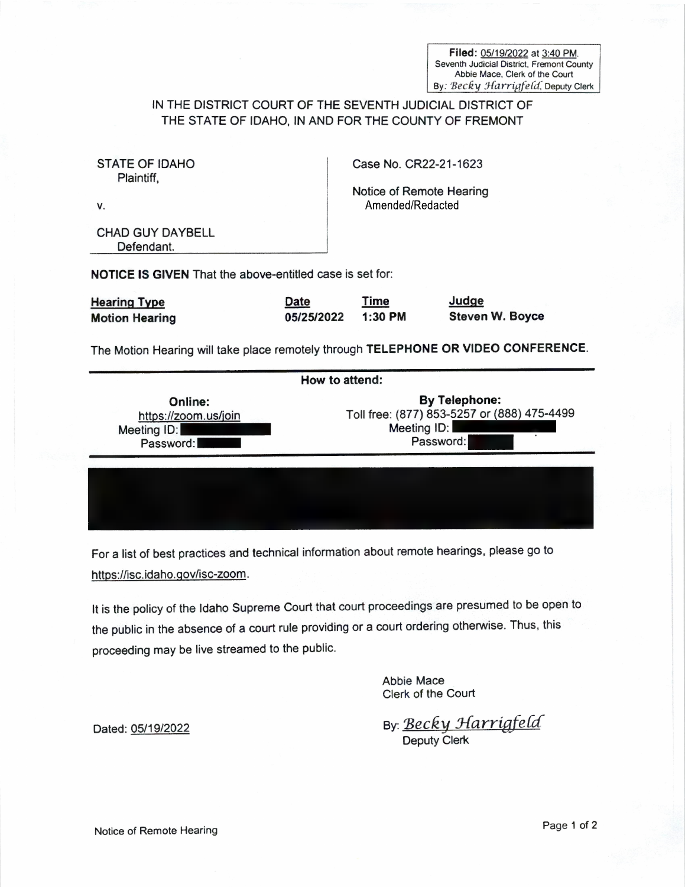**Filed:** 05/19/2022 at 3:40 PM
Seventh Judicial District, Fremont County
Abbie Mace, Clerk of the Court
By: *Becky Harrigfeld*, Deputy Clerk

IN THE DISTRICT COURT OF THE SEVENTH JUDICIAL DISTRICT OF THE STATE OF IDAHO, IN AND FOR THE COUNTY OF FREMONT

| | |
|---|---|
| STATE OF IDAHO<br>Plaintiff,<br><br>v.<br><br>CHAD GUY DAYBELL<br>Defendant. | Case No. CR22-21-1623<br><br>Notice of Remote Hearing<br>Amended/Redacted |

**NOTICE IS GIVEN** That the above-entitled case is set for:

| **Hearing Type** | **Date** | **Time** | **Judge** |
|---|---|---|---|
| **Motion Hearing** | **05/25/2022** | **1:30 PM** | **Steven W. Boyce** |

The Motion Hearing will take place remotely through **TELEPHONE OR VIDEO CONFERENCE**.

**How to attend:**

| **Online:** | **By Telephone:** |
|---|---|
| https://zoom.us/join | Toll free: (877) 853-5257 or (888) 475-4499 |
| Meeting ID: [REDACTED] | Meeting ID: [REDACTED] |
| Password: [REDACTED] | Password: [REDACTED] |

[REDACTED]

For a list of best practices and technical information about remote hearings, please go to https://isc.idaho.gov/isc-zoom.

It is the policy of the Idaho Supreme Court that court proceedings are presumed to be open to the public in the absence of a court rule providing or a court ordering otherwise. Thus, this proceeding may be live streamed to the public.

Abbie Mace
Clerk of the Court

Dated: 05/19/2022

By: *Becky Harrigfeld*
Deputy Clerk

Notice of Remote Hearing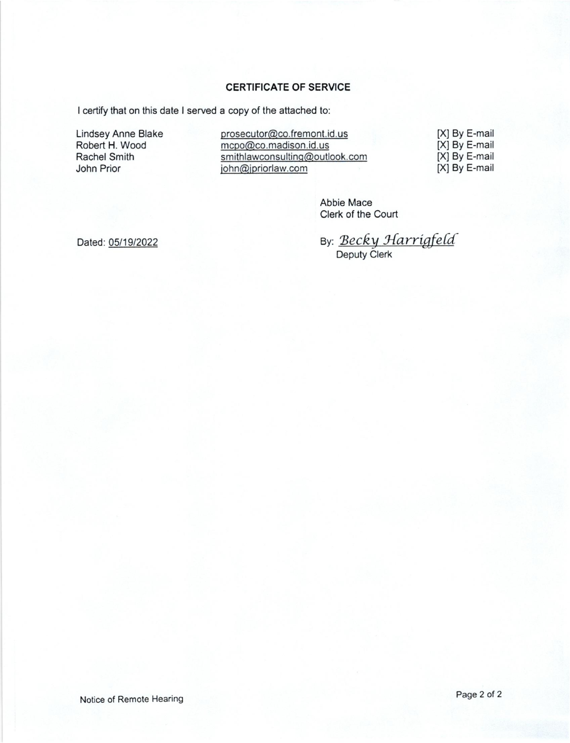**CERTIFICATE OF SERVICE**

I certify that on this date I served a copy of the attached to:

| | | |
|---|---|---|
| Lindsey Anne Blake | prosecutor@co.fremont.id.us | [X] By E-mail |
| Robert H. Wood | mcpo@co.madison.id.us | [X] By E-mail |
| Rachel Smith | smithlawconsulting@outlook.com | [X] By E-mail |
| John Prior | john@jpriorlaw.com | [X] By E-mail |

Abbie Mace
Clerk of the Court

Dated: 05/19/2022

By: *Becky Harrigfeld*
Deputy Clerk

Notice of Remote Hearing